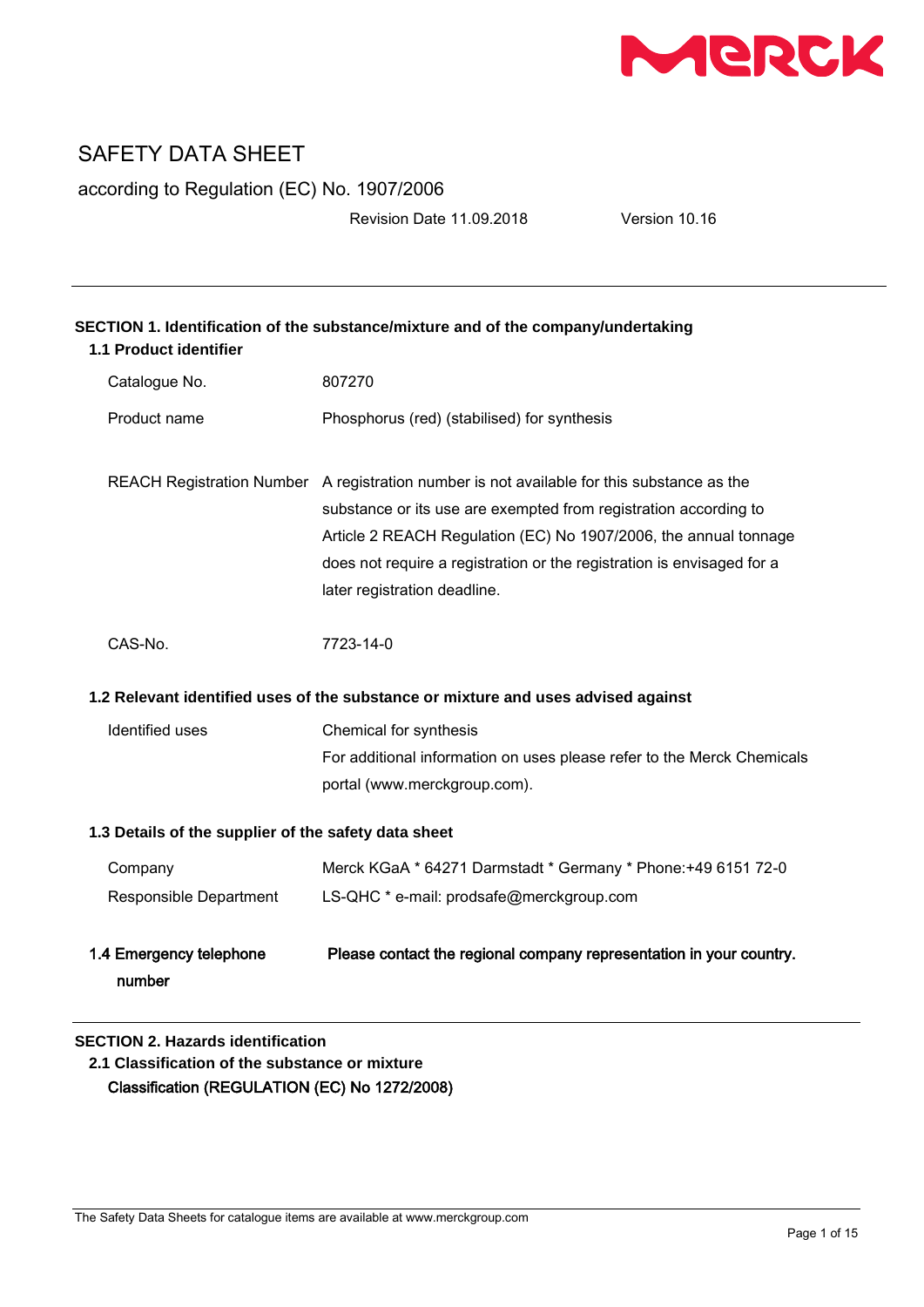# SAFETY DATA SHEET

according to Regulation (EC) No. 1907/2006

Revision Date 11.09.2018 Version 10.16

## SECTION 1. Identification of the substance/mixture and of the company/undertaking

### 1.1 Product identifier

| | |
|---|---|
| Catalogue No. | 807270 |
| Product name | Phosphorus (red) (stabilised) for synthesis |
| REACH Registration Number | A registration number is not available for this substance as the substance or its use are exempted from registration according to Article 2 REACH Regulation (EC) No 1907/2006, the annual tonnage does not require a registration or the registration is envisaged for a later registration deadline. |
| CAS-No. | 7723-14-0 |

### 1.2 Relevant identified uses of the substance or mixture and uses advised against

| | |
|---|---|
| Identified uses | Chemical for synthesis<br>For additional information on uses please refer to the Merck Chemicals portal (www.merckgroup.com). |

### 1.3 Details of the supplier of the safety data sheet

| | |
|---|---|
| Company | Merck KGaA * 64271 Darmstadt * Germany * Phone:+49 6151 72-0 |
| Responsible Department | LS-QHC * e-mail: prodsafe@merckgroup.com |

### 1.4 Emergency telephone number

**Please contact the regional company representation in your country.**

## SECTION 2. Hazards identification

### 2.1 Classification of the substance or mixture

**Classification (REGULATION (EC) No 1272/2008)**

The Safety Data Sheets for catalogue items are available at www.merckgroup.com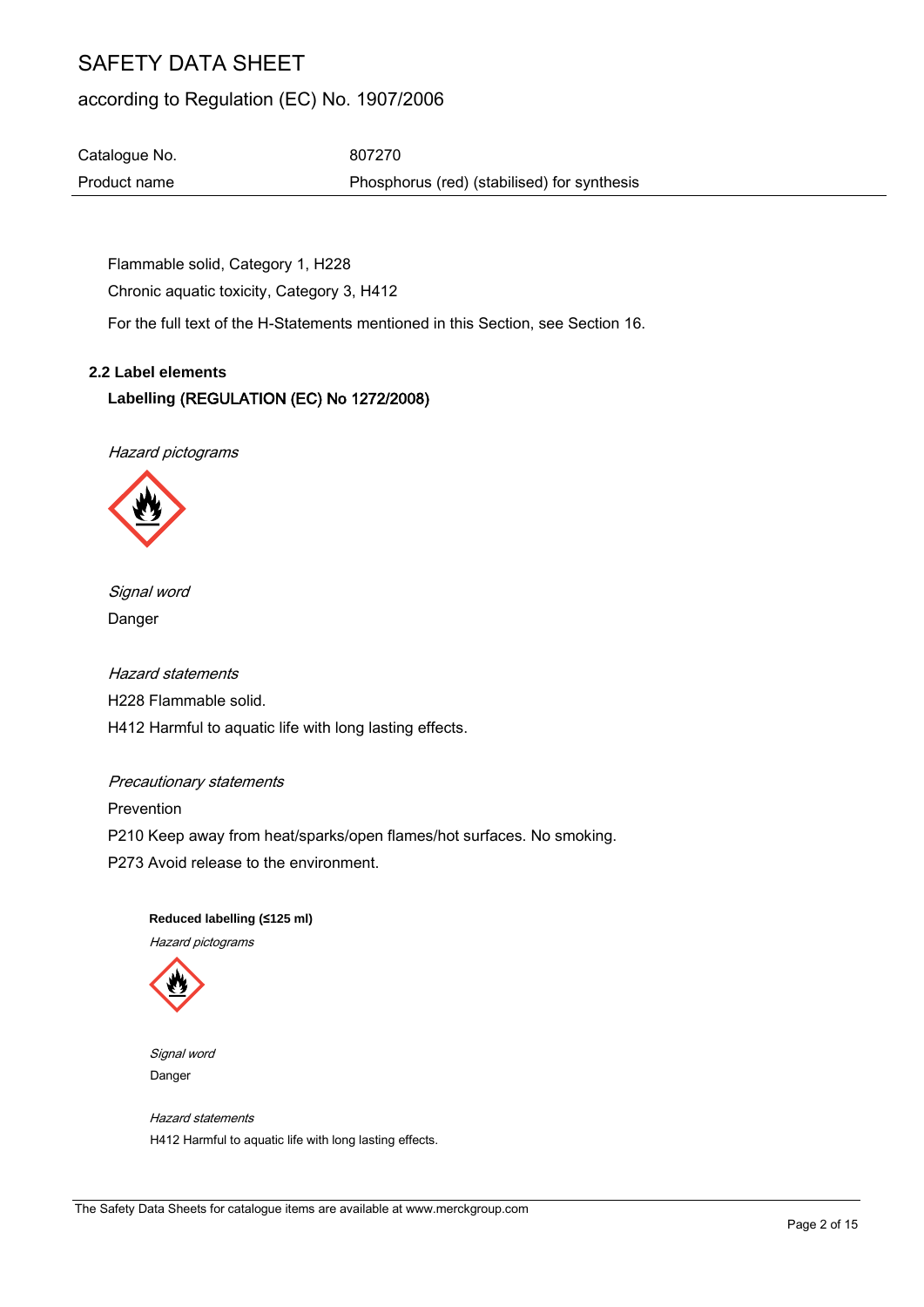Flammable solid, Category 1, H228

Chronic aquatic toxicity, Category 3, H412

For the full text of the H-Statements mentioned in this Section, see Section 16.

### 2.2 Label elements

**Labelling (REGULATION (EC) No 1272/2008)**

*Hazard pictograms*

*Signal word*

Danger

*Hazard statements*

H228 Flammable solid.

H412 Harmful to aquatic life with long lasting effects.

*Precautionary statements*

Prevention

P210 Keep away from heat/sparks/open flames/hot surfaces. No smoking.

P273 Avoid release to the environment.

**Reduced labelling (≤125 ml)**

*Hazard pictograms*

*Signal word*

Danger

*Hazard statements*

H412 Harmful to aquatic life with long lasting effects.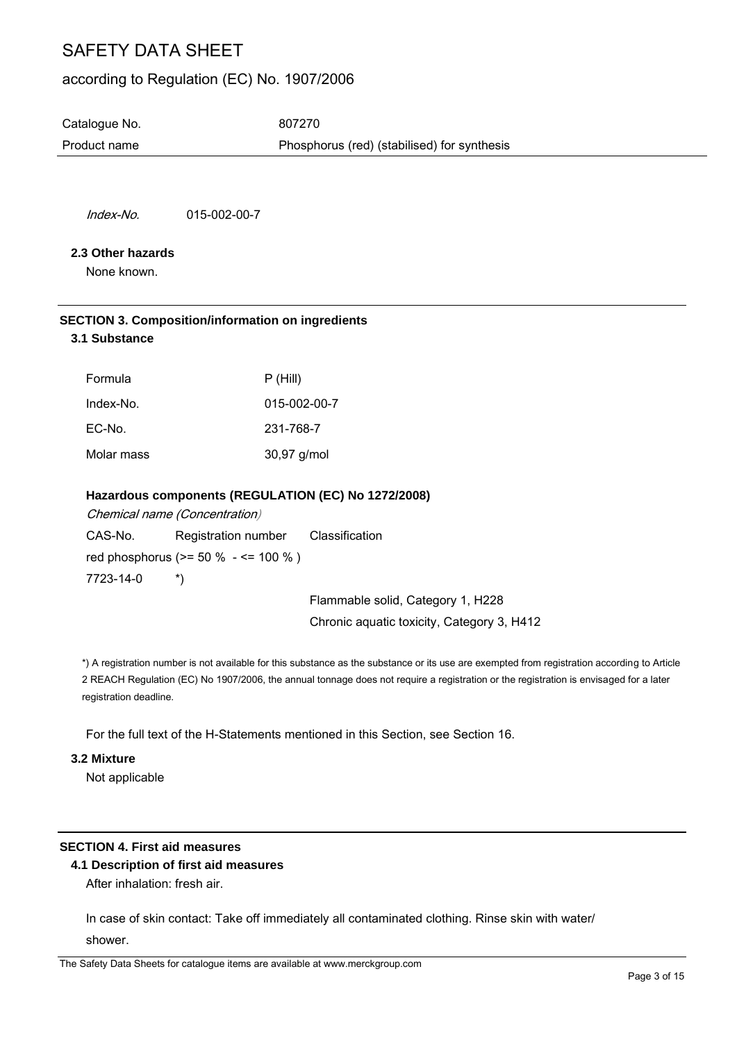*Index-No.* 015-002-00-7

### 2.3 Other hazards

None known.

## SECTION 3. Composition/information on ingredients

### 3.1 Substance

| | |
|---|---|
| Formula | P (Hill) |
| Index-No. | 015-002-00-7 |
| EC-No. | 231-768-7 |
| Molar mass | 30,97 g/mol |

**Hazardous components (REGULATION (EC) No 1272/2008)**

*Chemical name (Concentration)*

| CAS-No. | Registration number | Classification |
|---|---|---|
| red phosphorus (>= 50 % - <= 100 % ) | | |
| 7723-14-0 | *) | |
| | | Flammable solid, Category 1, H228 |
| | | Chronic aquatic toxicity, Category 3, H412 |

*) A registration number is not available for this substance as the substance or its use are exempted from registration according to Article 2 REACH Regulation (EC) No 1907/2006, the annual tonnage does not require a registration or the registration is envisaged for a later registration deadline.

For the full text of the H-Statements mentioned in this Section, see Section 16.

### 3.2 Mixture

Not applicable

## SECTION 4. First aid measures

### 4.1 Description of first aid measures

After inhalation: fresh air.

In case of skin contact: Take off immediately all contaminated clothing. Rinse skin with water/ shower.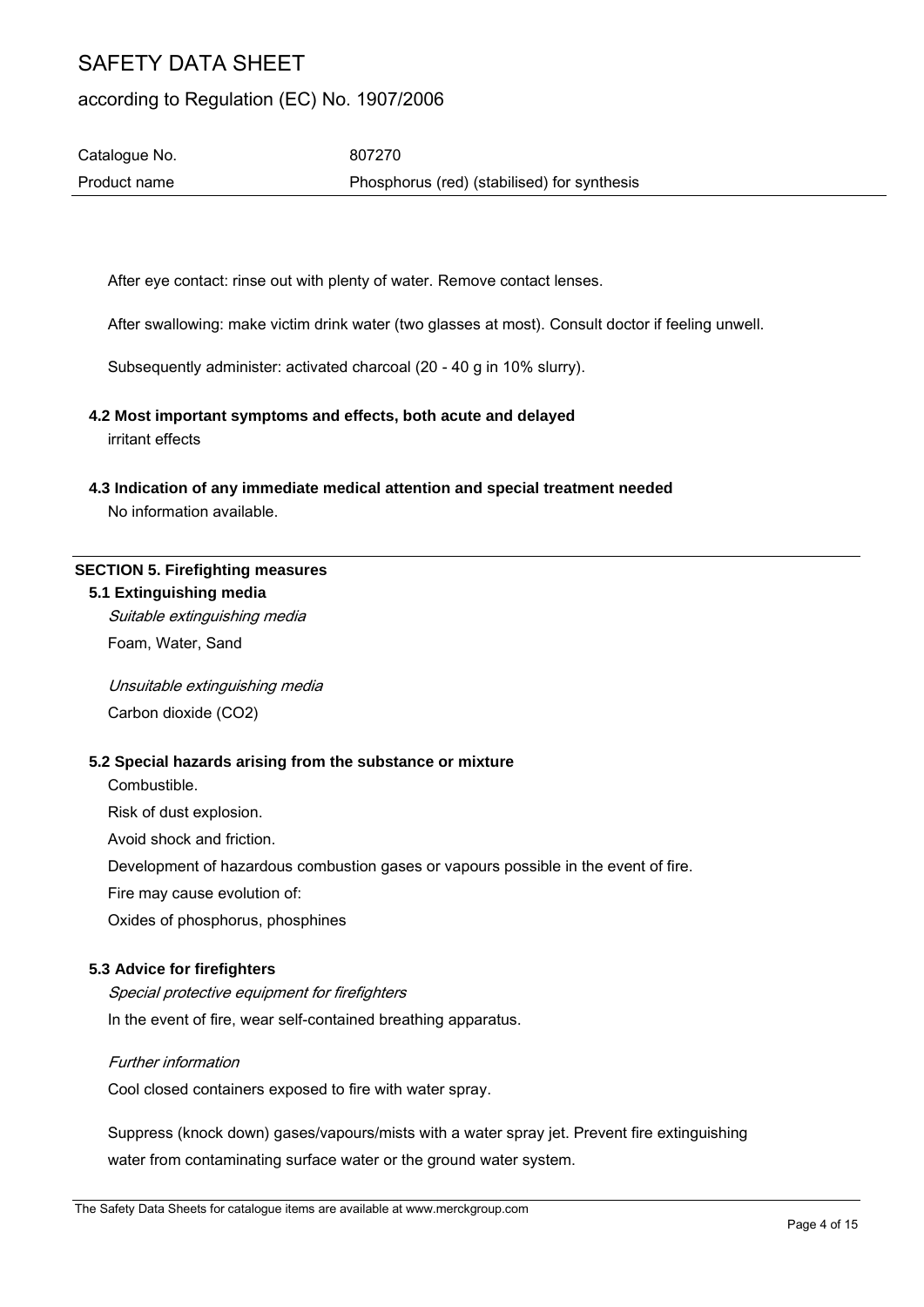After eye contact: rinse out with plenty of water. Remove contact lenses.

After swallowing: make victim drink water (two glasses at most). Consult doctor if feeling unwell.

Subsequently administer: activated charcoal (20 - 40 g in 10% slurry).

### 4.2 Most important symptoms and effects, both acute and delayed

irritant effects

### 4.3 Indication of any immediate medical attention and special treatment needed

No information available.

## SECTION 5. Firefighting measures

### 5.1 Extinguishing media

*Suitable extinguishing media*

Foam, Water, Sand

*Unsuitable extinguishing media*

Carbon dioxide ($CO_2$)

### 5.2 Special hazards arising from the substance or mixture

Combustible.

Risk of dust explosion.

Avoid shock and friction.

Development of hazardous combustion gases or vapours possible in the event of fire.

Fire may cause evolution of:

Oxides of phosphorus, phosphines

### 5.3 Advice for firefighters

*Special protective equipment for firefighters*

In the event of fire, wear self-contained breathing apparatus.

*Further information*

Cool closed containers exposed to fire with water spray.

Suppress (knock down) gases/vapours/mists with a water spray jet. Prevent fire extinguishing water from contaminating surface water or the ground water system.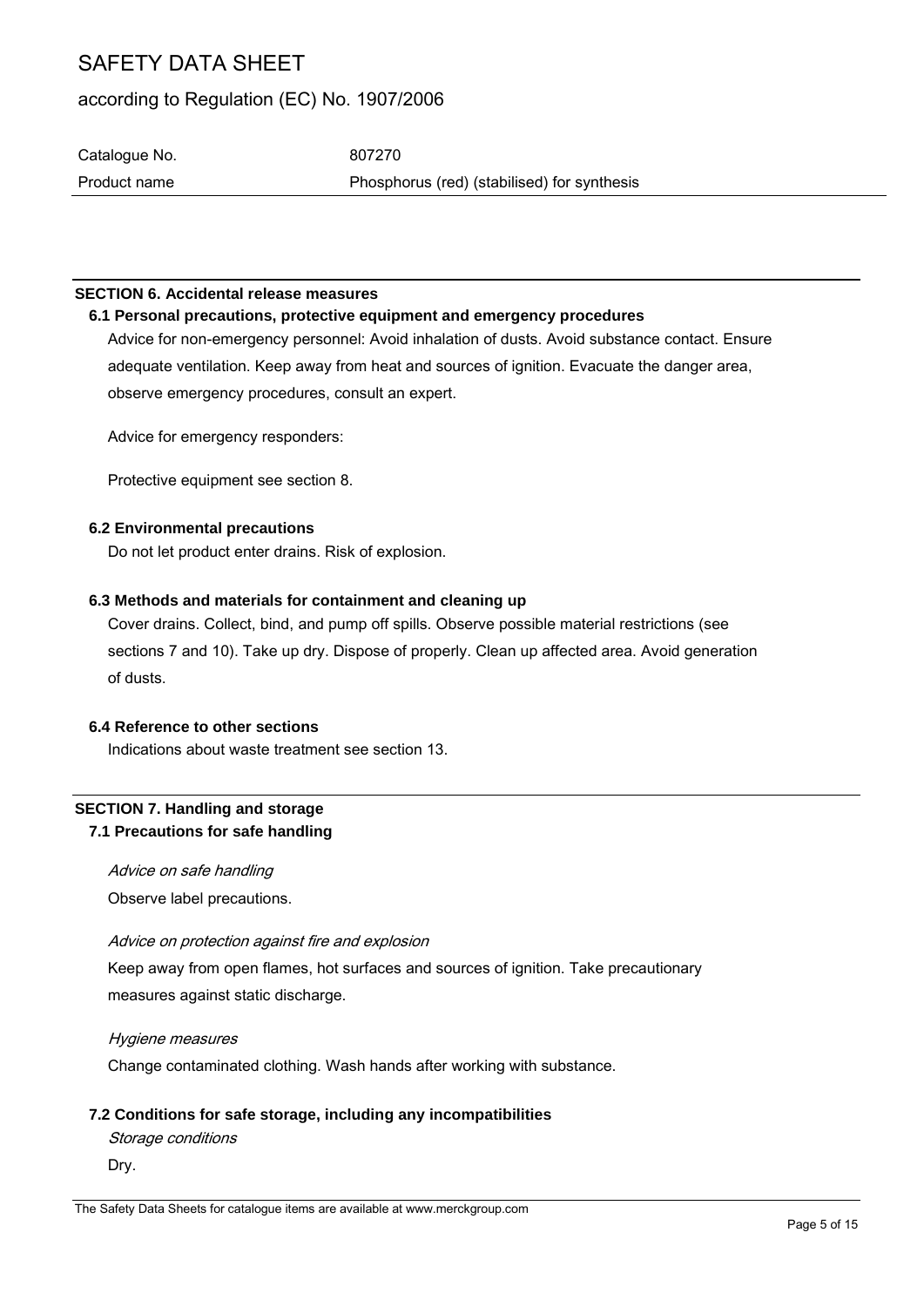## SECTION 6. Accidental release measures

### 6.1 Personal precautions, protective equipment and emergency procedures

Advice for non-emergency personnel: Avoid inhalation of dusts. Avoid substance contact. Ensure adequate ventilation. Keep away from heat and sources of ignition. Evacuate the danger area, observe emergency procedures, consult an expert.

Advice for emergency responders:

Protective equipment see section 8.

### 6.2 Environmental precautions

Do not let product enter drains. Risk of explosion.

### 6.3 Methods and materials for containment and cleaning up

Cover drains. Collect, bind, and pump off spills. Observe possible material restrictions (see sections 7 and 10). Take up dry. Dispose of properly. Clean up affected area. Avoid generation of dusts.

### 6.4 Reference to other sections

Indications about waste treatment see section 13.

## SECTION 7. Handling and storage

### 7.1 Precautions for safe handling

*Advice on safe handling*

Observe label precautions.

*Advice on protection against fire and explosion*

Keep away from open flames, hot surfaces and sources of ignition. Take precautionary measures against static discharge.

*Hygiene measures*

Change contaminated clothing. Wash hands after working with substance.

### 7.2 Conditions for safe storage, including any incompatibilities

*Storage conditions*

Dry.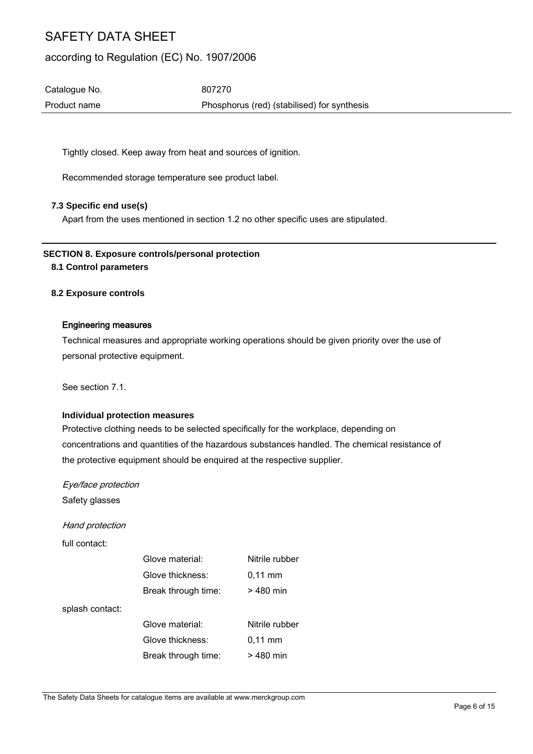Tightly closed. Keep away from heat and sources of ignition.

Recommended storage temperature see product label.

### 7.3 Specific end use(s)

Apart from the uses mentioned in section 1.2 no other specific uses are stipulated.

## SECTION 8. Exposure controls/personal protection

### 8.1 Control parameters

### 8.2 Exposure controls

#### Engineering measures

Technical measures and appropriate working operations should be given priority over the use of personal protective equipment.

See section 7.1.

#### Individual protection measures

Protective clothing needs to be selected specifically for the workplace, depending on concentrations and quantities of the hazardous substances handled. The chemical resistance of the protective equipment should be enquired at the respective supplier.

*Eye/face protection*

Safety glasses

*Hand protection*

full contact:

| | |
|---|---|
| Glove material: | Nitrile rubber |
| Glove thickness: | 0,11 mm |
| Break through time: | > 480 min |

splash contact:

| | |
|---|---|
| Glove material: | Nitrile rubber |
| Glove thickness: | 0,11 mm |
| Break through time: | > 480 min |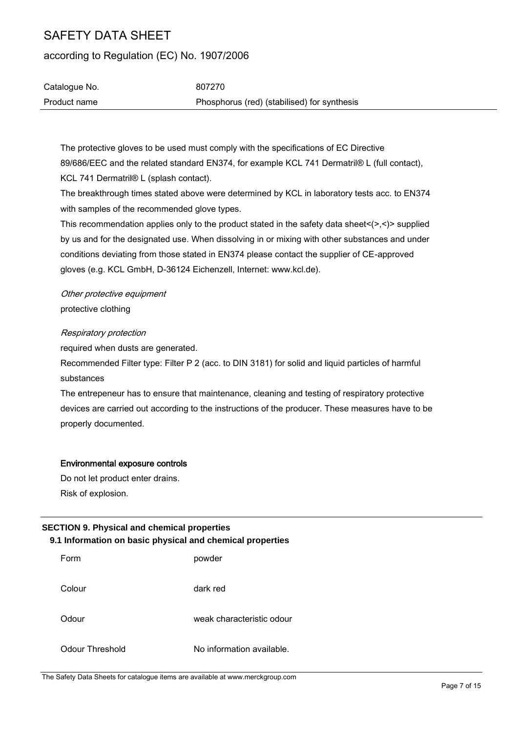The protective gloves to be used must comply with the specifications of EC Directive 89/686/EEC and the related standard EN374, for example KCL 741 Dermatril® L (full contact), KCL 741 Dermatril® L (splash contact).

The breakthrough times stated above were determined by KCL in laboratory tests acc. to EN374 with samples of the recommended glove types.

This recommendation applies only to the product stated in the safety data sheet<(>,<)> supplied by us and for the designated use. When dissolving in or mixing with other substances and under conditions deviating from those stated in EN374 please contact the supplier of CE-approved gloves (e.g. KCL GmbH, D-36124 Eichenzell, Internet: www.kcl.de).

*Other protective equipment*

protective clothing

*Respiratory protection*

required when dusts are generated.

Recommended Filter type: Filter P 2 (acc. to DIN 3181) for solid and liquid particles of harmful substances

The entrepeneur has to ensure that maintenance, cleaning and testing of respiratory protective devices are carried out according to the instructions of the producer. These measures have to be properly documented.

**Environmental exposure controls**

Do not let product enter drains.

Risk of explosion.

## SECTION 9. Physical and chemical properties

### 9.1 Information on basic physical and chemical properties

| | |
|---|---|
| Form | powder |
| Colour | dark red |
| Odour | weak characteristic odour |
| Odour Threshold | No information available. |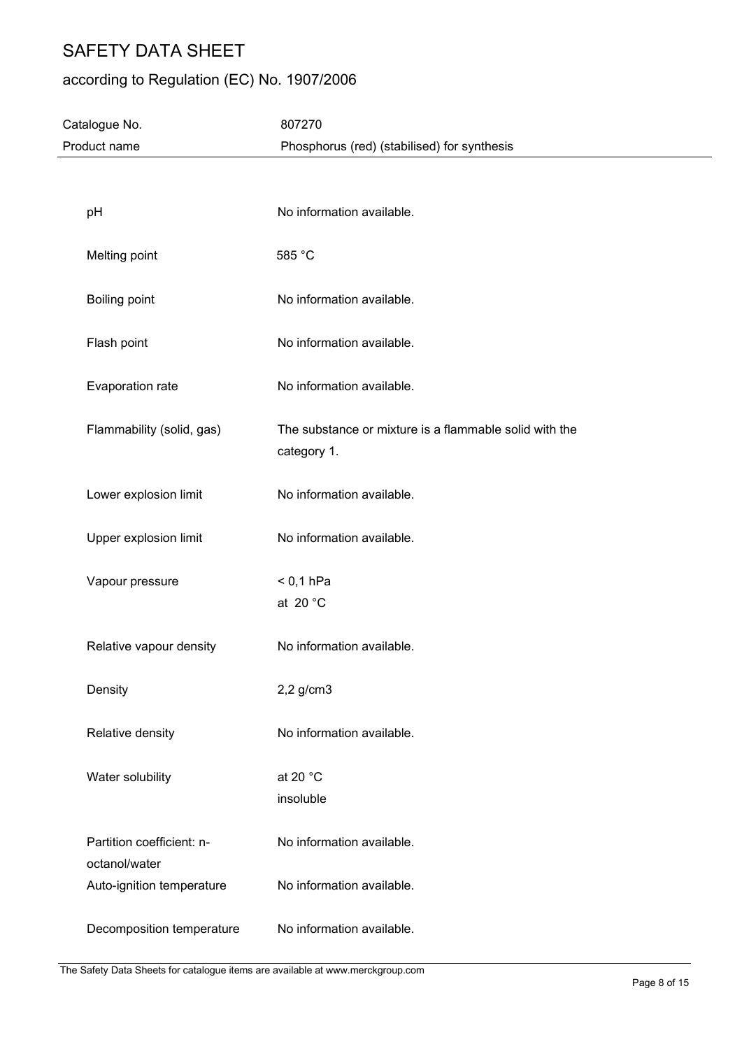| | |
|---|---|
| pH | No information available. |
| Melting point | 585 °C |
| Boiling point | No information available. |
| Flash point | No information available. |
| Evaporation rate | No information available. |
| Flammability (solid, gas) | The substance or mixture is a flammable solid with the category 1. |
| Lower explosion limit | No information available. |
| Upper explosion limit | No information available. |
| Vapour pressure | < 0,1 hPa at 20 °C |
| Relative vapour density | No information available. |
| Density | 2,2 g/cm3 |
| Relative density | No information available. |
| Water solubility | at 20 °C insoluble |
| Partition coefficient: n-octanol/water | No information available. |
| Auto-ignition temperature | No information available. |
| Decomposition temperature | No information available. |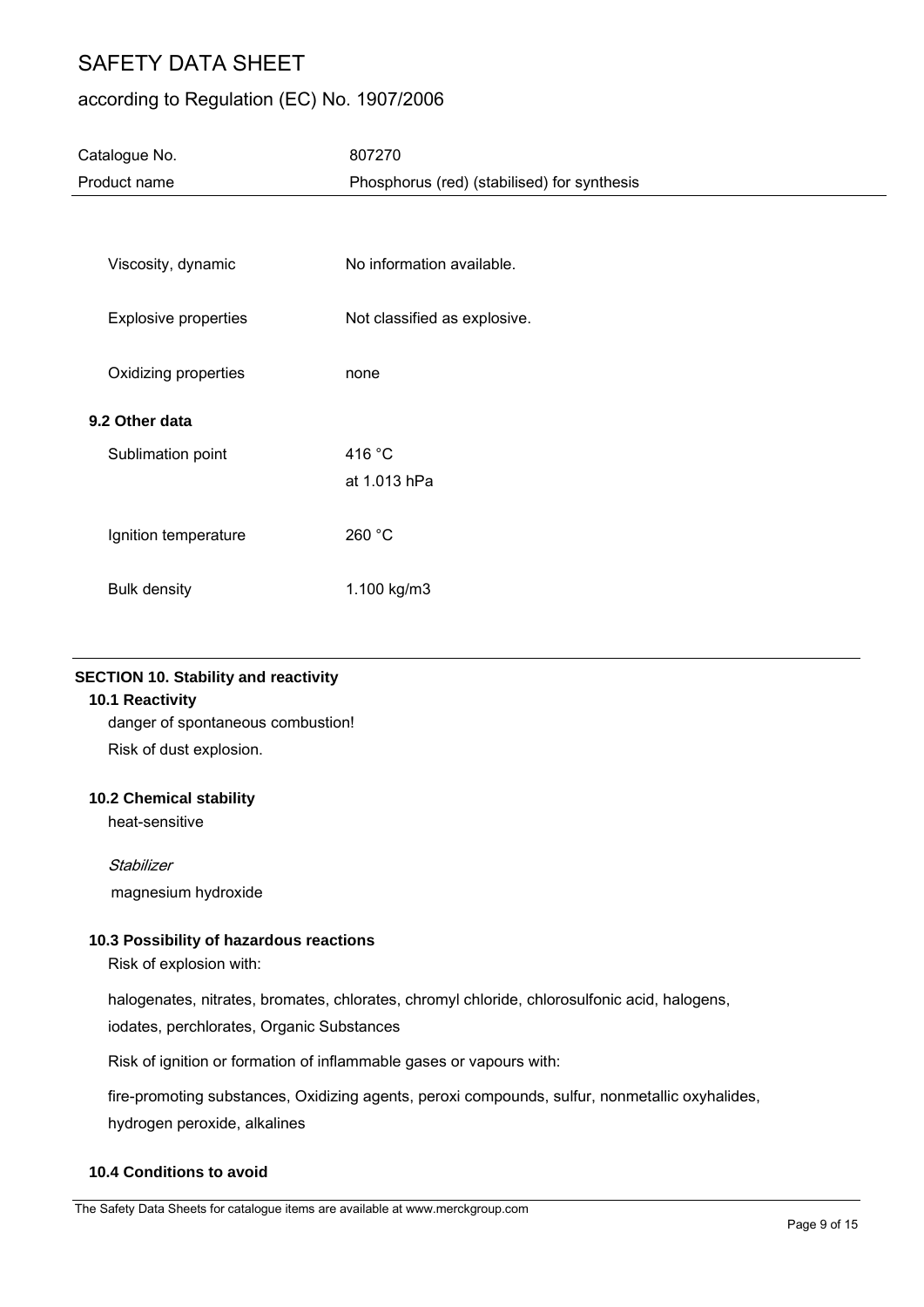| | |
|---|---|
| Viscosity, dynamic | No information available. |
| Explosive properties | Not classified as explosive. |
| Oxidizing properties | none |

**9.2 Other data**

| | |
|---|---|
| Sublimation point | 416 °C<br>at 1.013 hPa |
| Ignition temperature | 260 °C |
| Bulk density | 1.100 kg/m3 |

## SECTION 10. Stability and reactivity

### 10.1 Reactivity

danger of spontaneous combustion!

Risk of dust explosion.

### 10.2 Chemical stability

heat-sensitive

*Stabilizer*

magnesium hydroxide

### 10.3 Possibility of hazardous reactions

Risk of explosion with:

halogenates, nitrates, bromates, chlorates, chromyl chloride, chlorosulfonic acid, halogens, iodates, perchlorates, Organic Substances

Risk of ignition or formation of inflammable gases or vapours with:

fire-promoting substances, Oxidizing agents, peroxi compounds, sulfur, nonmetallic oxyhalides, hydrogen peroxide, alkalines

### 10.4 Conditions to avoid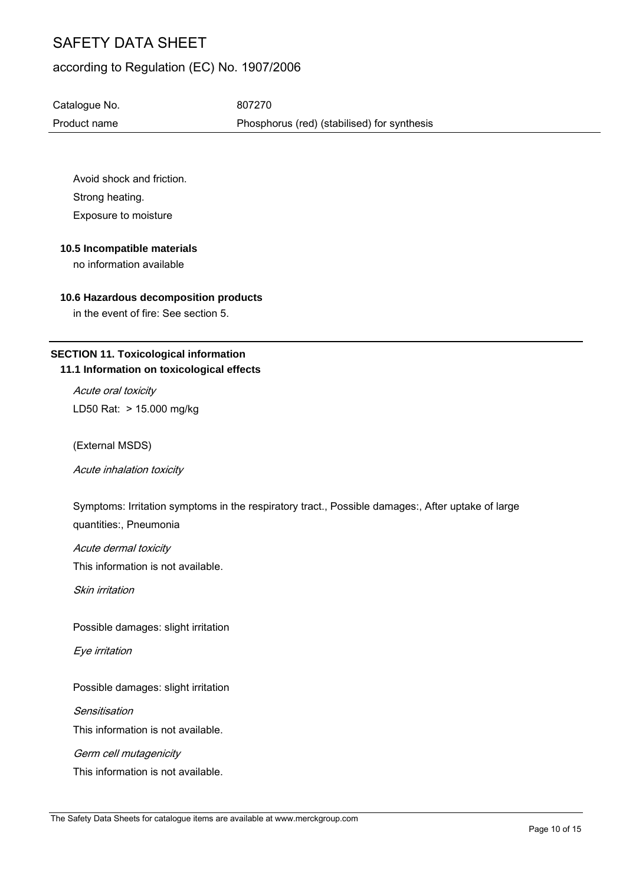Avoid shock and friction.

Strong heating.

Exposure to moisture

### 10.5 Incompatible materials

no information available

### 10.6 Hazardous decomposition products

in the event of fire: See section 5.

## SECTION 11. Toxicological information

### 11.1 Information on toxicological effects

*Acute oral toxicity*

LD50 Rat: > 15.000 mg/kg

(External MSDS)

*Acute inhalation toxicity*

Symptoms: Irritation symptoms in the respiratory tract., Possible damages:, After uptake of large quantities:, Pneumonia

*Acute dermal toxicity*

This information is not available.

*Skin irritation*

Possible damages: slight irritation

*Eye irritation*

Possible damages: slight irritation

*Sensitisation*

This information is not available.

*Germ cell mutagenicity*

This information is not available.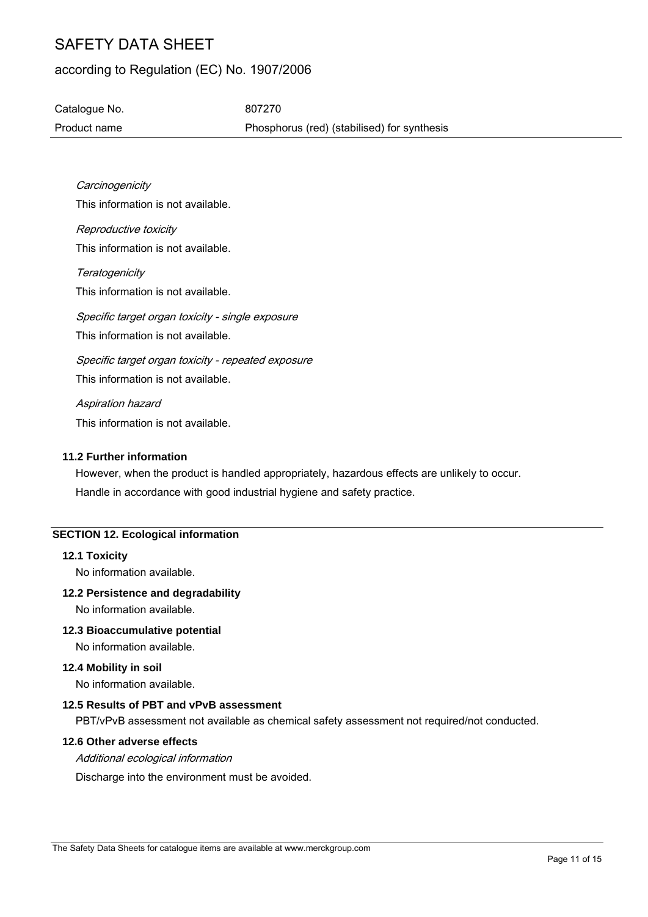*Carcinogenicity*

This information is not available.

*Reproductive toxicity*

This information is not available.

*Teratogenicity*

This information is not available.

*Specific target organ toxicity - single exposure*

This information is not available.

*Specific target organ toxicity - repeated exposure*

This information is not available.

*Aspiration hazard*

This information is not available.

### 11.2 Further information

However, when the product is handled appropriately, hazardous effects are unlikely to occur.

Handle in accordance with good industrial hygiene and safety practice.

## SECTION 12. Ecological information

### 12.1 Toxicity

No information available.

### 12.2 Persistence and degradability

No information available.

### 12.3 Bioaccumulative potential

No information available.

### 12.4 Mobility in soil

No information available.

### 12.5 Results of PBT and vPvB assessment

PBT/vPvB assessment not available as chemical safety assessment not required/not conducted.

### 12.6 Other adverse effects

*Additional ecological information*

Discharge into the environment must be avoided.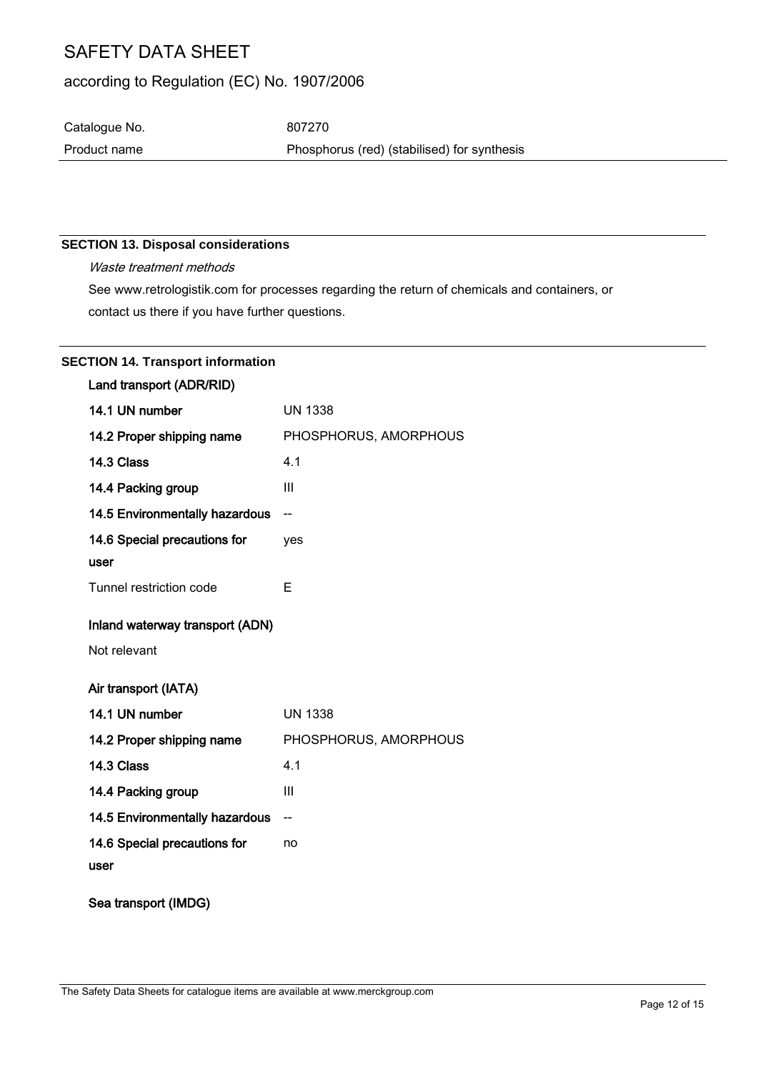### SECTION 13. Disposal considerations

*Waste treatment methods*

See www.retrologistik.com for processes regarding the return of chemicals and containers, or contact us there if you have further questions.

### SECTION 14. Transport information

**Land transport (ADR/RID)**

| | |
|---|---|
| **14.1 UN number** | UN 1338 |
| **14.2 Proper shipping name** | PHOSPHORUS, AMORPHOUS |
| **14.3 Class** | 4.1 |
| **14.4 Packing group** | III |
| **14.5 Environmentally hazardous** | -- |
| **14.6 Special precautions for user** | yes |
| Tunnel restriction code | E |

**Inland waterway transport (ADN)**

Not relevant

**Air transport (IATA)**

| | |
|---|---|
| **14.1 UN number** | UN 1338 |
| **14.2 Proper shipping name** | PHOSPHORUS, AMORPHOUS |
| **14.3 Class** | 4.1 |
| **14.4 Packing group** | III |
| **14.5 Environmentally hazardous** | -- |
| **14.6 Special precautions for user** | no |

**Sea transport (IMDG)**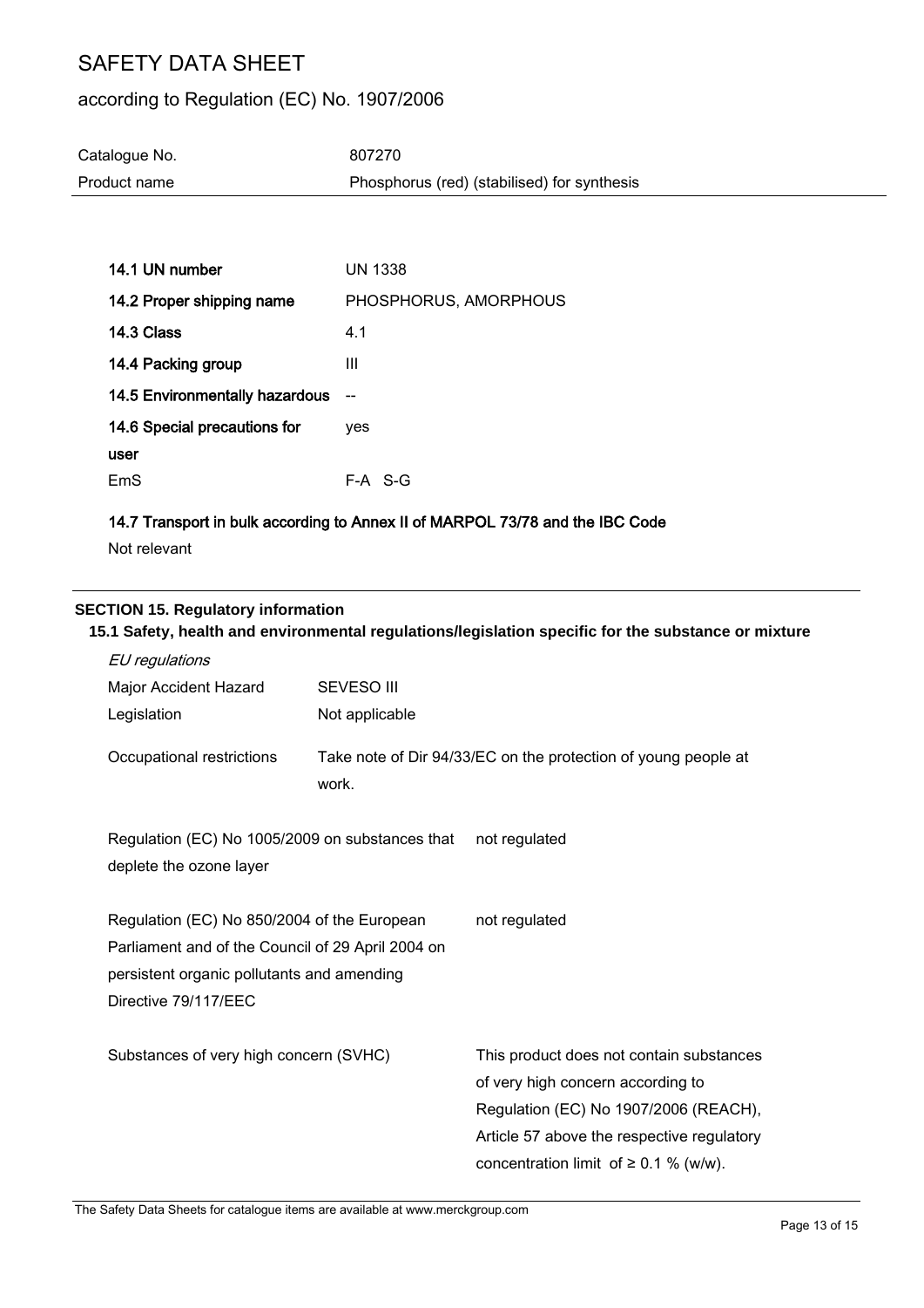| | |
|---|---|
| **14.1 UN number** | UN 1338 |
| **14.2 Proper shipping name** | PHOSPHORUS, AMORPHOUS |
| **14.3 Class** | 4.1 |
| **14.4 Packing group** | III |
| **14.5 Environmentally hazardous** | -- |
| **14.6 Special precautions for user** | yes |
| EmS | F-A S-G |

**14.7 Transport in bulk according to Annex II of MARPOL 73/78 and the IBC Code**

Not relevant

## SECTION 15. Regulatory information

### 15.1 Safety, health and environmental regulations/legislation specific for the substance or mixture

*EU regulations*

| | |
|---|---|
| Major Accident Hazard Legislation | SEVESO III<br>Not applicable |
| Occupational restrictions | Take note of Dir 94/33/EC on the protection of young people at work. |
| Regulation (EC) No 1005/2009 on substances that deplete the ozone layer | not regulated |
| Regulation (EC) No 850/2004 of the European Parliament and of the Council of 29 April 2004 on persistent organic pollutants and amending Directive 79/117/EEC | not regulated |
| Substances of very high concern (SVHC) | This product does not contain substances of very high concern according to Regulation (EC) No 1907/2006 (REACH), Article 57 above the respective regulatory concentration limit of ≥ 0.1 % (w/w). |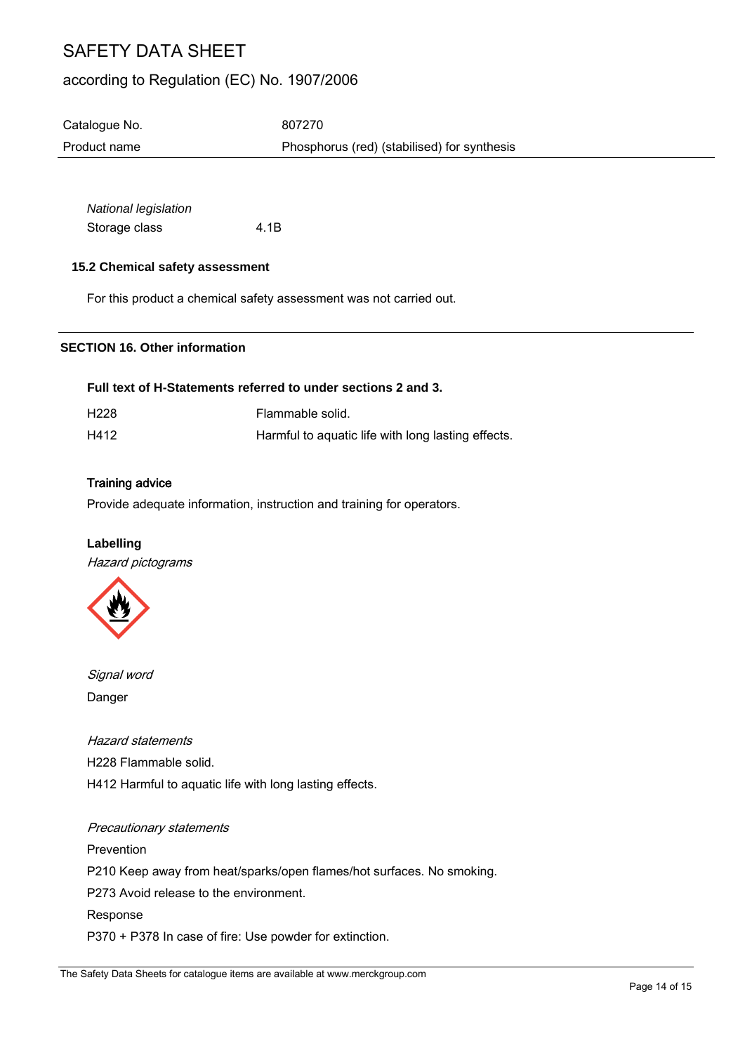*National legislation*

| Storage class | 4.1B |
| --- | --- |

### 15.2 Chemical safety assessment

For this product a chemical safety assessment was not carried out.

## SECTION 16. Other information

**Full text of H-Statements referred to under sections 2 and 3.**

| H228 | Flammable solid. |
| --- | --- |
| H412 | Harmful to aquatic life with long lasting effects. |

**Training advice**

Provide adequate information, instruction and training for operators.

**Labelling**

*Hazard pictograms*

*Signal word*

Danger

*Hazard statements*

H228 Flammable solid.

H412 Harmful to aquatic life with long lasting effects.

*Precautionary statements*

Prevention

P210 Keep away from heat/sparks/open flames/hot surfaces. No smoking.

P273 Avoid release to the environment.

Response

P370 + P378 In case of fire: Use powder for extinction.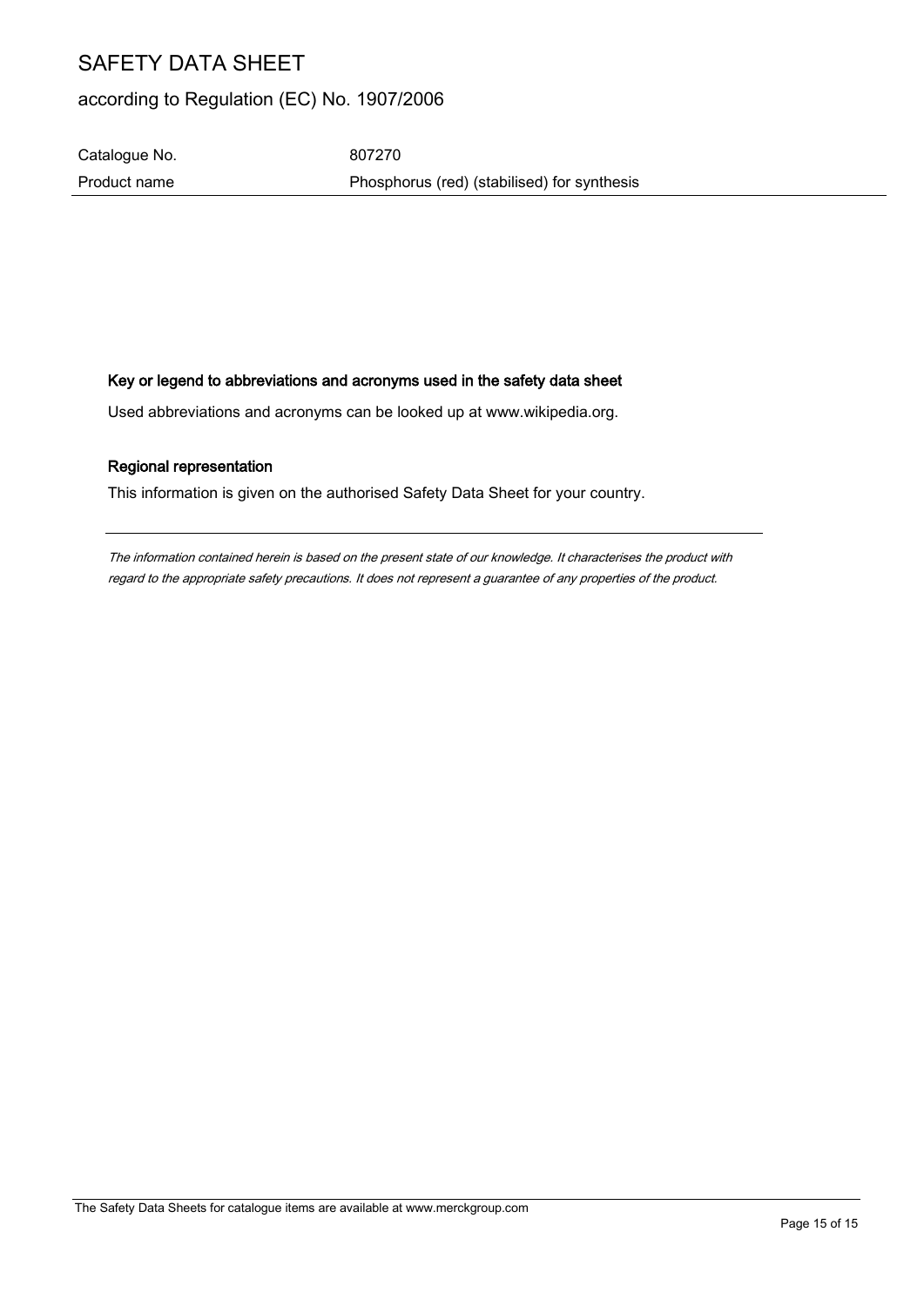#### Key or legend to abbreviations and acronyms used in the safety data sheet

Used abbreviations and acronyms can be looked up at www.wikipedia.org.

#### Regional representation

This information is given on the authorised Safety Data Sheet for your country.

---

*The information contained herein is based on the present state of our knowledge. It characterises the product with regard to the appropriate safety precautions. It does not represent a guarantee of any properties of the product.*